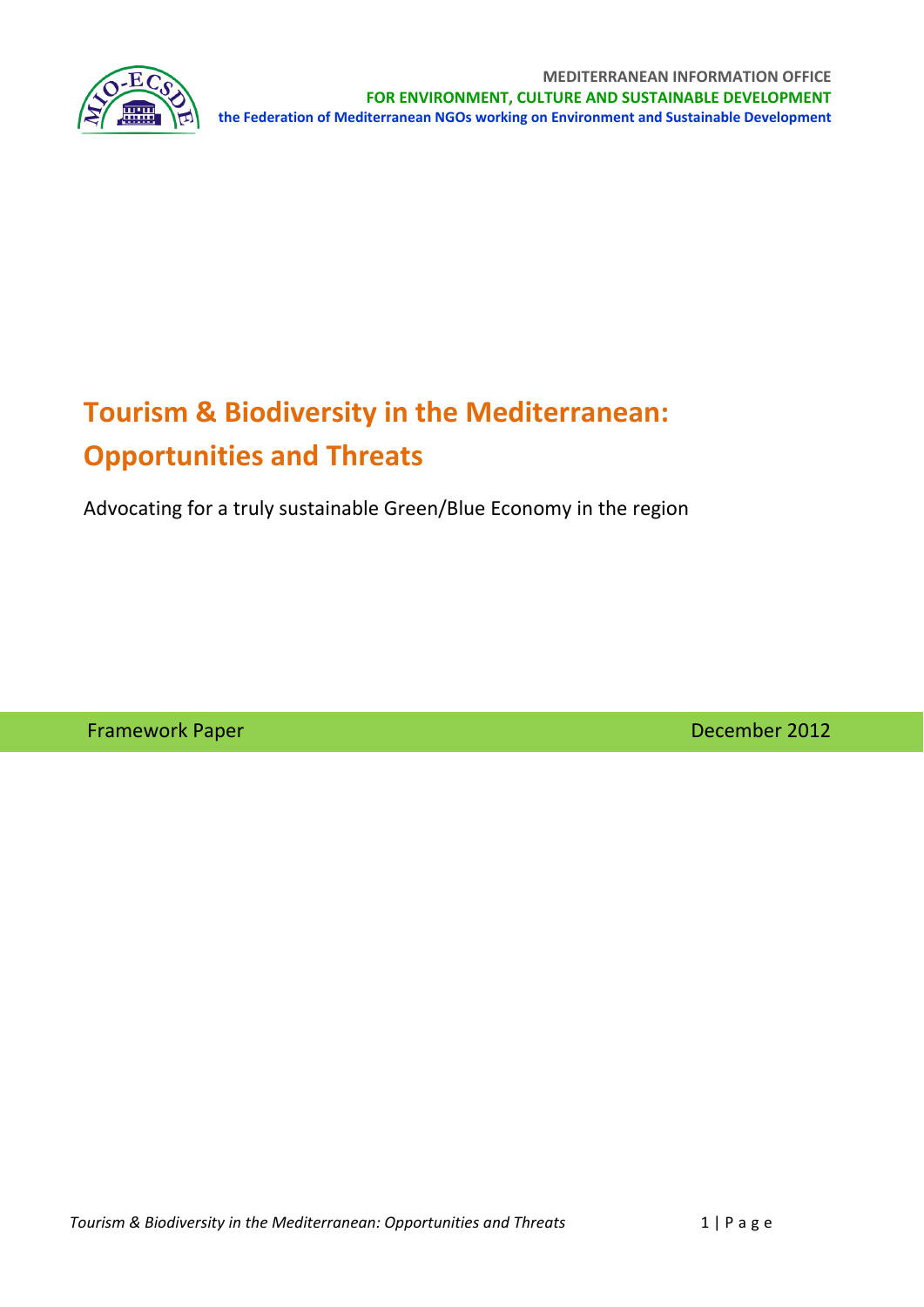MEDITERRANEAN INFORMATION OFFICE
FOR ENVIRONMENT, CULTURE AND SUSTAINABLE DEVELOPMENT
the Federation of Mediterranean NGOs working on Environment and Sustainable Development

# Tourism & Biodiversity in the Mediterranean: Opportunities and Threats

Advocating for a truly sustainable Green/Blue Economy in the region

Framework Paper

December 2012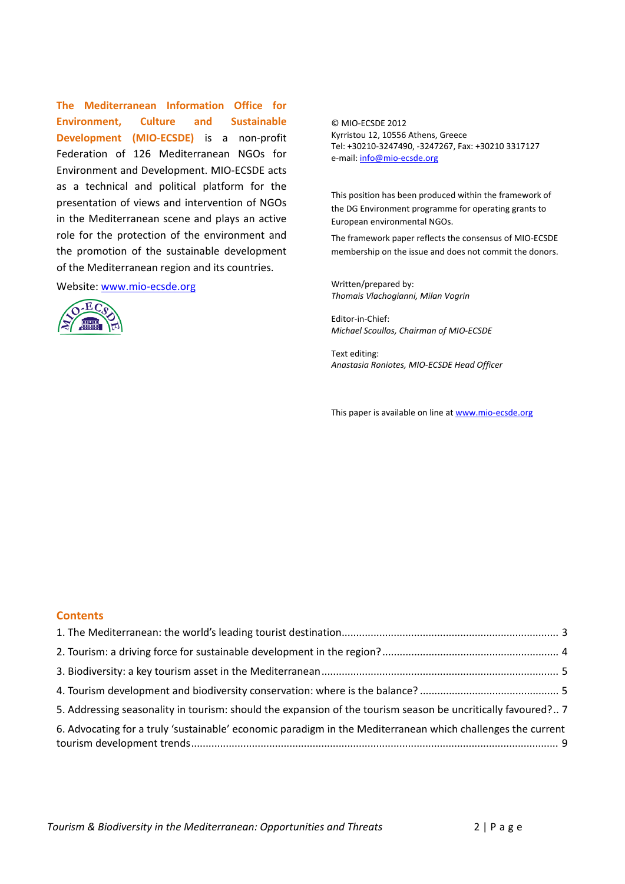**The Mediterranean Information Office for Environment, Culture and Sustainable Development (MIO-ECSDE)** is a non-profit Federation of 126 Mediterranean NGOs for Environment and Development. MIO-ECSDE acts as a technical and political platform for the presentation of views and intervention of NGOs in the Mediterranean scene and plays an active role for the protection of the environment and the promotion of the sustainable development of the Mediterranean region and its countries.

Website: www.mio-ecsde.org

© MIO-ECSDE 2012
Kyrristou 12, 10556 Athens, Greece
Tel: +30210-3247490, -3247267, Fax: +30210 3317127
e-mail: info@mio-ecsde.org

This position has been produced within the framework of the DG Environment programme for operating grants to European environmental NGOs.

The framework paper reflects the consensus of MIO-ECSDE membership on the issue and does not commit the donors.

Written/prepared by:
*Thomais Vlachogianni, Milan Vogrin*

Editor-in-Chief:
*Michael Scoullos, Chairman of MIO-ECSDE*

Text editing:
*Anastasia Roniotes, MIO-ECSDE Head Officer*

This paper is available on line at www.mio-ecsde.org

## Contents

1. The Mediterranean: the world's leading tourist destination .......... 3
2. Tourism: a driving force for sustainable development in the region? .......... 4
3. Biodiversity: a key tourism asset in the Mediterranean .......... 5
4. Tourism development and biodiversity conservation: where is the balance? .......... 5
5. Addressing seasonality in tourism: should the expansion of the tourism season be uncritically favoured? .......... 7
6. Advocating for a truly 'sustainable' economic paradigm in the Mediterranean which challenges the current tourism development trends .......... 9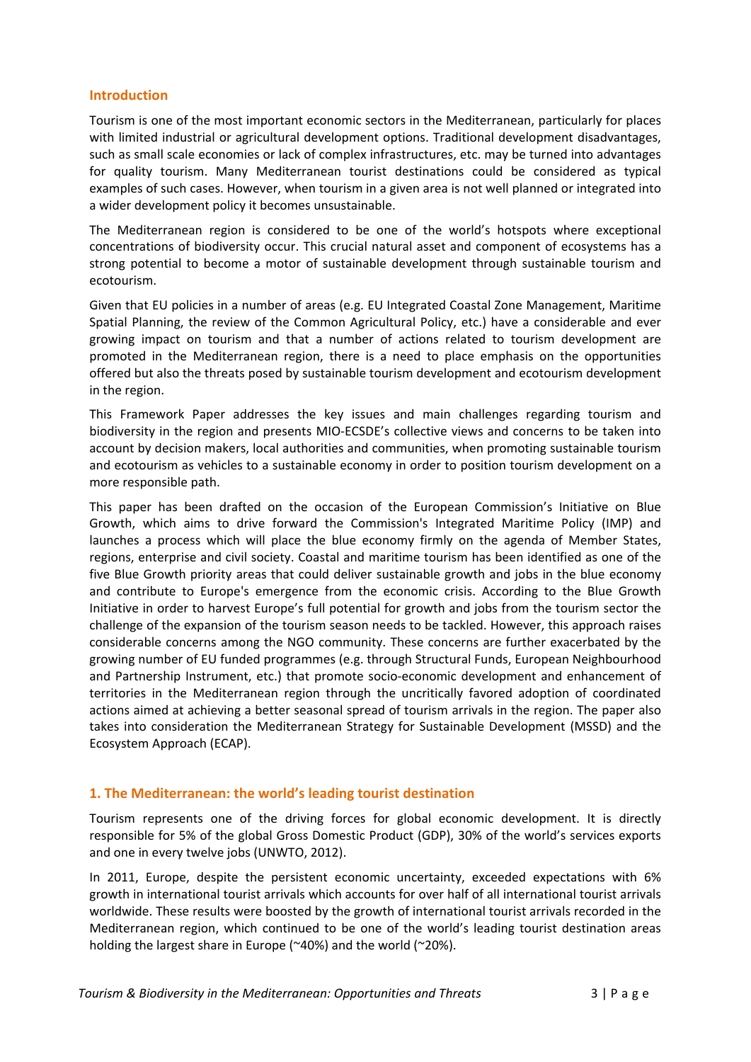## Introduction

Tourism is one of the most important economic sectors in the Mediterranean, particularly for places with limited industrial or agricultural development options. Traditional development disadvantages, such as small scale economies or lack of complex infrastructures, etc. may be turned into advantages for quality tourism. Many Mediterranean tourist destinations could be considered as typical examples of such cases. However, when tourism in a given area is not well planned or integrated into a wider development policy it becomes unsustainable.

The Mediterranean region is considered to be one of the world's hotspots where exceptional concentrations of biodiversity occur. This crucial natural asset and component of ecosystems has a strong potential to become a motor of sustainable development through sustainable tourism and ecotourism.

Given that EU policies in a number of areas (e.g. EU Integrated Coastal Zone Management, Maritime Spatial Planning, the review of the Common Agricultural Policy, etc.) have a considerable and ever growing impact on tourism and that a number of actions related to tourism development are promoted in the Mediterranean region, there is a need to place emphasis on the opportunities offered but also the threats posed by sustainable tourism development and ecotourism development in the region.

This Framework Paper addresses the key issues and main challenges regarding tourism and biodiversity in the region and presents MIO-ECSDE's collective views and concerns to be taken into account by decision makers, local authorities and communities, when promoting sustainable tourism and ecotourism as vehicles to a sustainable economy in order to position tourism development on a more responsible path.

This paper has been drafted on the occasion of the European Commission's Initiative on Blue Growth, which aims to drive forward the Commission's Integrated Maritime Policy (IMP) and launches a process which will place the blue economy firmly on the agenda of Member States, regions, enterprise and civil society. Coastal and maritime tourism has been identified as one of the five Blue Growth priority areas that could deliver sustainable growth and jobs in the blue economy and contribute to Europe's emergence from the economic crisis. According to the Blue Growth Initiative in order to harvest Europe's full potential for growth and jobs from the tourism sector the challenge of the expansion of the tourism season needs to be tackled. However, this approach raises considerable concerns among the NGO community. These concerns are further exacerbated by the growing number of EU funded programmes (e.g. through Structural Funds, European Neighbourhood and Partnership Instrument, etc.) that promote socio-economic development and enhancement of territories in the Mediterranean region through the uncritically favored adoption of coordinated actions aimed at achieving a better seasonal spread of tourism arrivals in the region. The paper also takes into consideration the Mediterranean Strategy for Sustainable Development (MSSD) and the Ecosystem Approach (ECAP).

## 1. The Mediterranean: the world's leading tourist destination

Tourism represents one of the driving forces for global economic development. It is directly responsible for 5% of the global Gross Domestic Product (GDP), 30% of the world's services exports and one in every twelve jobs (UNWTO, 2012).

In 2011, Europe, despite the persistent economic uncertainty, exceeded expectations with 6% growth in international tourist arrivals which accounts for over half of all international tourist arrivals worldwide. These results were boosted by the growth of international tourist arrivals recorded in the Mediterranean region, which continued to be one of the world's leading tourist destination areas holding the largest share in Europe (~40%) and the world (~20%).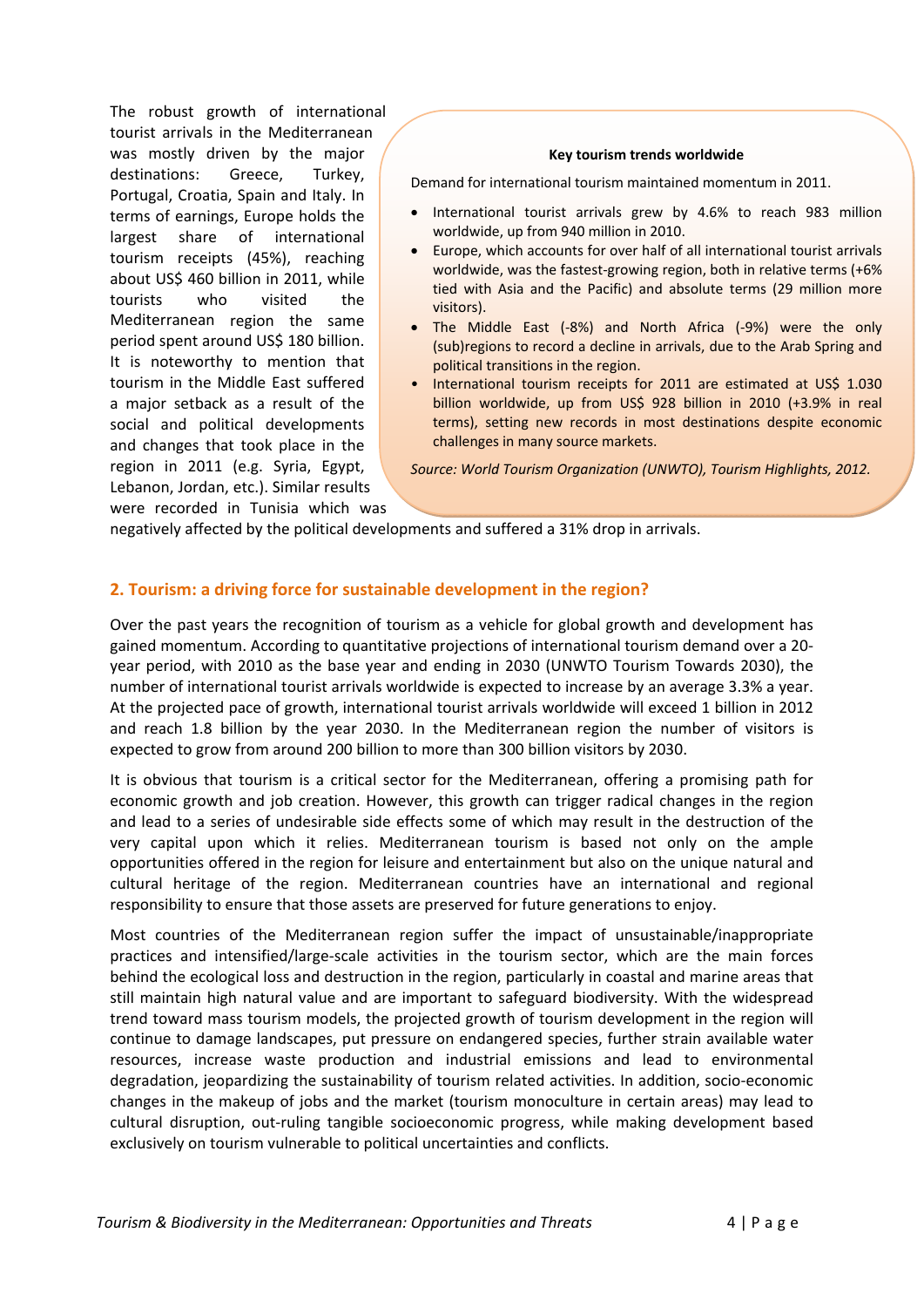The robust growth of international tourist arrivals in the Mediterranean was mostly driven by the major destinations: Greece, Turkey, Portugal, Croatia, Spain and Italy. In terms of earnings, Europe holds the largest share of international tourism receipts (45%), reaching about US$ 460 billion in 2011, while tourists who visited the Mediterranean region the same period spent around US$ 180 billion. It is noteworthy to mention that tourism in the Middle East suffered a major setback as a result of the social and political developments and changes that took place in the region in 2011 (e.g. Syria, Egypt, Lebanon, Jordan, etc.). Similar results were recorded in Tunisia which was negatively affected by the political developments and suffered a 31% drop in arrivals.

> **Key tourism trends worldwide**
>
> Demand for international tourism maintained momentum in 2011.
>
> - International tourist arrivals grew by 4.6% to reach 983 million worldwide, up from 940 million in 2010.
> - Europe, which accounts for over half of all international tourist arrivals worldwide, was the fastest-growing region, both in relative terms (+6% tied with Asia and the Pacific) and absolute terms (29 million more visitors).
> - The Middle East (-8%) and North Africa (-9%) were the only (sub)regions to record a decline in arrivals, due to the Arab Spring and political transitions in the region.
> - International tourism receipts for 2011 are estimated at US$ 1.030 billion worldwide, up from US$ 928 billion in 2010 (+3.9% in real terms), setting new records in most destinations despite economic challenges in many source markets.
>
> *Source: World Tourism Organization (UNWTO), Tourism Highlights, 2012.*

## 2. Tourism: a driving force for sustainable development in the region?

Over the past years the recognition of tourism as a vehicle for global growth and development has gained momentum. According to quantitative projections of international tourism demand over a 20-year period, with 2010 as the base year and ending in 2030 (UNWTO Tourism Towards 2030), the number of international tourist arrivals worldwide is expected to increase by an average 3.3% a year. At the projected pace of growth, international tourist arrivals worldwide will exceed 1 billion in 2012 and reach 1.8 billion by the year 2030. In the Mediterranean region the number of visitors is expected to grow from around 200 billion to more than 300 billion visitors by 2030.

It is obvious that tourism is a critical sector for the Mediterranean, offering a promising path for economic growth and job creation. However, this growth can trigger radical changes in the region and lead to a series of undesirable side effects some of which may result in the destruction of the very capital upon which it relies. Mediterranean tourism is based not only on the ample opportunities offered in the region for leisure and entertainment but also on the unique natural and cultural heritage of the region. Mediterranean countries have an international and regional responsibility to ensure that those assets are preserved for future generations to enjoy.

Most countries of the Mediterranean region suffer the impact of unsustainable/inappropriate practices and intensified/large-scale activities in the tourism sector, which are the main forces behind the ecological loss and destruction in the region, particularly in coastal and marine areas that still maintain high natural value and are important to safeguard biodiversity. With the widespread trend toward mass tourism models, the projected growth of tourism development in the region will continue to damage landscapes, put pressure on endangered species, further strain available water resources, increase waste production and industrial emissions and lead to environmental degradation, jeopardizing the sustainability of tourism related activities. In addition, socio-economic changes in the makeup of jobs and the market (tourism monoculture in certain areas) may lead to cultural disruption, out-ruling tangible socioeconomic progress, while making development based exclusively on tourism vulnerable to political uncertainties and conflicts.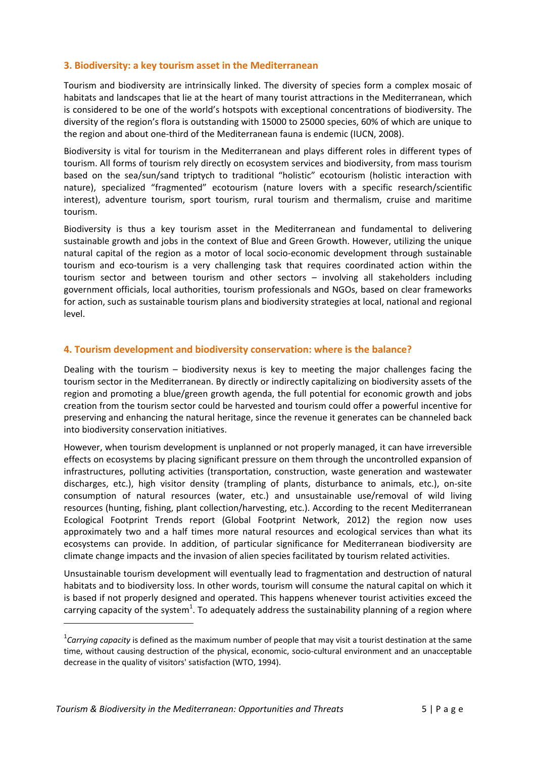## 3. Biodiversity: a key tourism asset in the Mediterranean

Tourism and biodiversity are intrinsically linked. The diversity of species form a complex mosaic of habitats and landscapes that lie at the heart of many tourist attractions in the Mediterranean, which is considered to be one of the world's hotspots with exceptional concentrations of biodiversity. The diversity of the region's flora is outstanding with 15000 to 25000 species, 60% of which are unique to the region and about one-third of the Mediterranean fauna is endemic (IUCN, 2008).

Biodiversity is vital for tourism in the Mediterranean and plays different roles in different types of tourism. All forms of tourism rely directly on ecosystem services and biodiversity, from mass tourism based on the sea/sun/sand triptych to traditional "holistic" ecotourism (holistic interaction with nature), specialized "fragmented" ecotourism (nature lovers with a specific research/scientific interest), adventure tourism, sport tourism, rural tourism and thermalism, cruise and maritime tourism.

Biodiversity is thus a key tourism asset in the Mediterranean and fundamental to delivering sustainable growth and jobs in the context of Blue and Green Growth. However, utilizing the unique natural capital of the region as a motor of local socio-economic development through sustainable tourism and eco-tourism is a very challenging task that requires coordinated action within the tourism sector and between tourism and other sectors – involving all stakeholders including government officials, local authorities, tourism professionals and NGOs, based on clear frameworks for action, such as sustainable tourism plans and biodiversity strategies at local, national and regional level.

## 4. Tourism development and biodiversity conservation: where is the balance?

Dealing with the tourism – biodiversity nexus is key to meeting the major challenges facing the tourism sector in the Mediterranean. By directly or indirectly capitalizing on biodiversity assets of the region and promoting a blue/green growth agenda, the full potential for economic growth and jobs creation from the tourism sector could be harvested and tourism could offer a powerful incentive for preserving and enhancing the natural heritage, since the revenue it generates can be channeled back into biodiversity conservation initiatives.

However, when tourism development is unplanned or not properly managed, it can have irreversible effects on ecosystems by placing significant pressure on them through the uncontrolled expansion of infrastructures, polluting activities (transportation, construction, waste generation and wastewater discharges, etc.), high visitor density (trampling of plants, disturbance to animals, etc.), on-site consumption of natural resources (water, etc.) and unsustainable use/removal of wild living resources (hunting, fishing, plant collection/harvesting, etc.). According to the recent Mediterranean Ecological Footprint Trends report (Global Footprint Network, 2012) the region now uses approximately two and a half times more natural resources and ecological services than what its ecosystems can provide. In addition, of particular significance for Mediterranean biodiversity are climate change impacts and the invasion of alien species facilitated by tourism related activities.

Unsustainable tourism development will eventually lead to fragmentation and destruction of natural habitats and to biodiversity loss. In other words, tourism will consume the natural capital on which it is based if not properly designed and operated. This happens whenever tourist activities exceed the carrying capacity of the system[1]. To adequately address the sustainability planning of a region where

[1] *Carrying capacity* is defined as the maximum number of people that may visit a tourist destination at the same time, without causing destruction of the physical, economic, socio-cultural environment and an unacceptable decrease in the quality of visitors' satisfaction (WTO, 1994).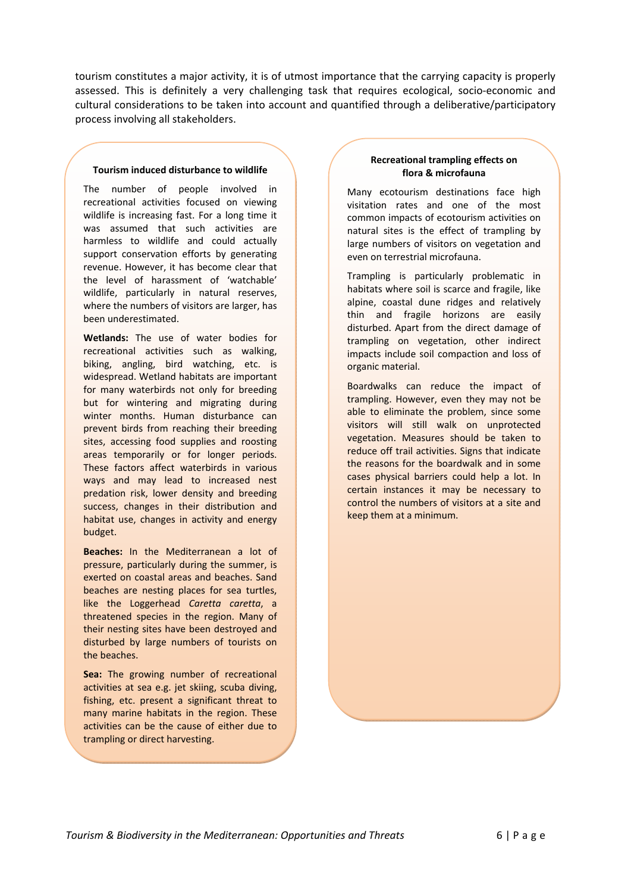tourism constitutes a major activity, it is of utmost importance that the carrying capacity is properly assessed. This is definitely a very challenging task that requires ecological, socio-economic and cultural considerations to be taken into account and quantified through a deliberative/participatory process involving all stakeholders.

### Tourism induced disturbance to wildlife

The number of people involved in recreational activities focused on viewing wildlife is increasing fast. For a long time it was assumed that such activities are harmless to wildlife and could actually support conservation efforts by generating revenue. However, it has become clear that the level of harassment of 'watchable' wildlife, particularly in natural reserves, where the numbers of visitors are larger, has been underestimated.

**Wetlands:** The use of water bodies for recreational activities such as walking, biking, angling, bird watching, etc. is widespread. Wetland habitats are important for many waterbirds not only for breeding but for wintering and migrating during winter months. Human disturbance can prevent birds from reaching their breeding sites, accessing food supplies and roosting areas temporarily or for longer periods. These factors affect waterbirds in various ways and may lead to increased nest predation risk, lower density and breeding success, changes in their distribution and habitat use, changes in activity and energy budget.

**Beaches:** In the Mediterranean a lot of pressure, particularly during the summer, is exerted on coastal areas and beaches. Sand beaches are nesting places for sea turtles, like the Loggerhead *Caretta caretta*, a threatened species in the region. Many of their nesting sites have been destroyed and disturbed by large numbers of tourists on the beaches.

**Sea:** The growing number of recreational activities at sea e.g. jet skiing, scuba diving, fishing, etc. present a significant threat to many marine habitats in the region. These activities can be the cause of either due to trampling or direct harvesting.

### Recreational trampling effects on flora & microfauna

Many ecotourism destinations face high visitation rates and one of the most common impacts of ecotourism activities on natural sites is the effect of trampling by large numbers of visitors on vegetation and even on terrestrial microfauna.

Trampling is particularly problematic in habitats where soil is scarce and fragile, like alpine, coastal dune ridges and relatively thin and fragile horizons are easily disturbed. Apart from the direct damage of trampling on vegetation, other indirect impacts include soil compaction and loss of organic material.

Boardwalks can reduce the impact of trampling. However, even they may not be able to eliminate the problem, since some visitors will still walk on unprotected vegetation. Measures should be taken to reduce off trail activities. Signs that indicate the reasons for the boardwalk and in some cases physical barriers could help a lot. In certain instances it may be necessary to control the numbers of visitors at a site and keep them at a minimum.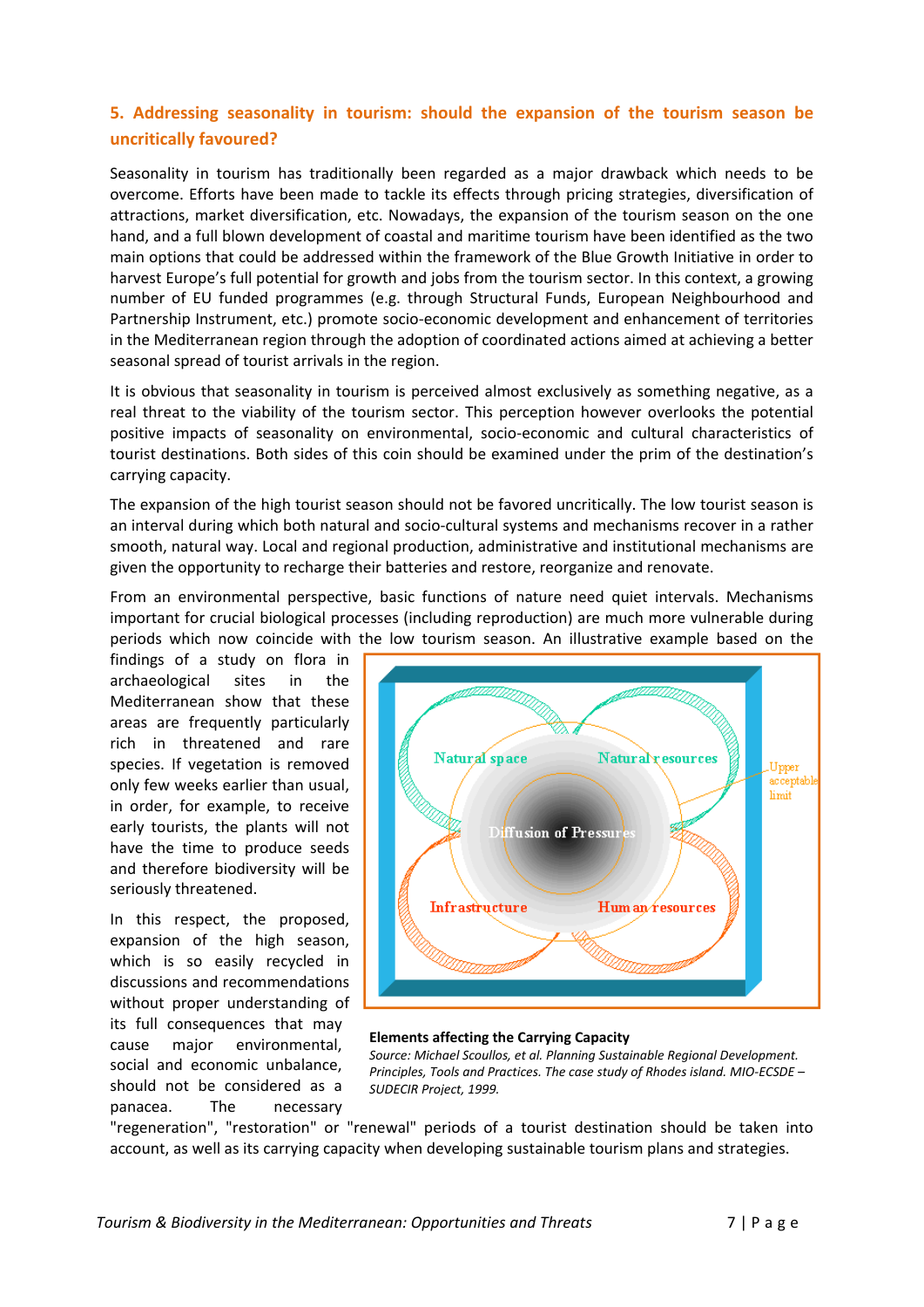## 5. Addressing seasonality in tourism: should the expansion of the tourism season be uncritically favoured?

Seasonality in tourism has traditionally been regarded as a major drawback which needs to be overcome. Efforts have been made to tackle its effects through pricing strategies, diversification of attractions, market diversification, etc. Nowadays, the expansion of the tourism season on the one hand, and a full blown development of coastal and maritime tourism have been identified as the two main options that could be addressed within the framework of the Blue Growth Initiative in order to harvest Europe's full potential for growth and jobs from the tourism sector. In this context, a growing number of EU funded programmes (e.g. through Structural Funds, European Neighbourhood and Partnership Instrument, etc.) promote socio-economic development and enhancement of territories in the Mediterranean region through the adoption of coordinated actions aimed at achieving a better seasonal spread of tourist arrivals in the region.

It is obvious that seasonality in tourism is perceived almost exclusively as something negative, as a real threat to the viability of the tourism sector. This perception however overlooks the potential positive impacts of seasonality on environmental, socio-economic and cultural characteristics of tourist destinations. Both sides of this coin should be examined under the prim of the destination's carrying capacity.

The expansion of the high tourist season should not be favored uncritically. The low tourist season is an interval during which both natural and socio-cultural systems and mechanisms recover in a rather smooth, natural way. Local and regional production, administrative and institutional mechanisms are given the opportunity to recharge their batteries and restore, reorganize and renovate.

From an environmental perspective, basic functions of nature need quiet intervals. Mechanisms important for crucial biological processes (including reproduction) are much more vulnerable during periods which now coincide with the low tourism season. An illustrative example based on the findings of a study on flora in archaeological sites in the Mediterranean show that these areas are frequently particularly rich in threatened and rare species. If vegetation is removed only few weeks earlier than usual, in order, for example, to receive early tourists, the plants will not have the time to produce seeds and therefore biodiversity will be seriously threatened.

In this respect, the proposed, expansion of the high season, which is so easily recycled in discussions and recommendations without proper understanding of its full consequences that may cause major environmental, social and economic unbalance, should not be considered as a panacea. The necessary "regeneration", "restoration" or "renewal" periods of a tourist destination should be taken into account, as well as its carrying capacity when developing sustainable tourism plans and strategies.

Natural space

Natural resources

Diffusion of Pressures

Upper acceptable limit

Infrastructure

Human resources

**Elements affecting the Carrying Capacity**

*Source: Michael Scoullos, et al. Planning Sustainable Regional Development. Principles, Tools and Practices. The case study of Rhodes island. MIO-ECSDE – SUDECIR Project, 1999.*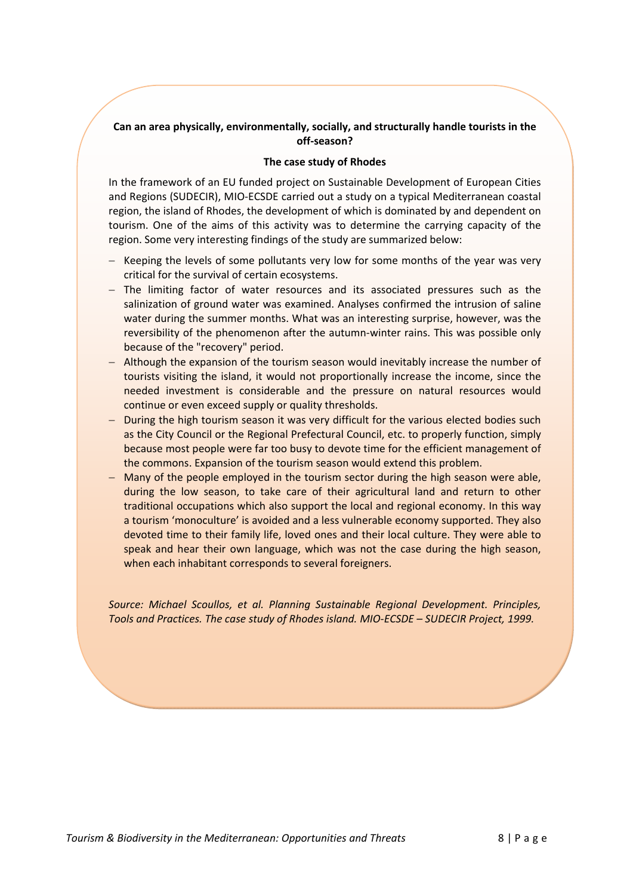**Can an area physically, environmentally, socially, and structurally handle tourists in the off-season?**

**The case study of Rhodes**

In the framework of an EU funded project on Sustainable Development of European Cities and Regions (SUDECIR), MIO-ECSDE carried out a study on a typical Mediterranean coastal region, the island of Rhodes, the development of which is dominated by and dependent on tourism. One of the aims of this activity was to determine the carrying capacity of the region. Some very interesting findings of the study are summarized below:

- Keeping the levels of some pollutants very low for some months of the year was very critical for the survival of certain ecosystems.
- The limiting factor of water resources and its associated pressures such as the salinization of ground water was examined. Analyses confirmed the intrusion of saline water during the summer months. What was an interesting surprise, however, was the reversibility of the phenomenon after the autumn-winter rains. This was possible only because of the "recovery" period.
- Although the expansion of the tourism season would inevitably increase the number of tourists visiting the island, it would not proportionally increase the income, since the needed investment is considerable and the pressure on natural resources would continue or even exceed supply or quality thresholds.
- During the high tourism season it was very difficult for the various elected bodies such as the City Council or the Regional Prefectural Council, etc. to properly function, simply because most people were far too busy to devote time for the efficient management of the commons. Expansion of the tourism season would extend this problem.
- Many of the people employed in the tourism sector during the high season were able, during the low season, to take care of their agricultural land and return to other traditional occupations which also support the local and regional economy. In this way a tourism 'monoculture' is avoided and a less vulnerable economy supported. They also devoted time to their family life, loved ones and their local culture. They were able to speak and hear their own language, which was not the case during the high season, when each inhabitant corresponds to several foreigners.

*Source: Michael Scoullos, et al. Planning Sustainable Regional Development. Principles, Tools and Practices. The case study of Rhodes island. MIO-ECSDE – SUDECIR Project, 1999.*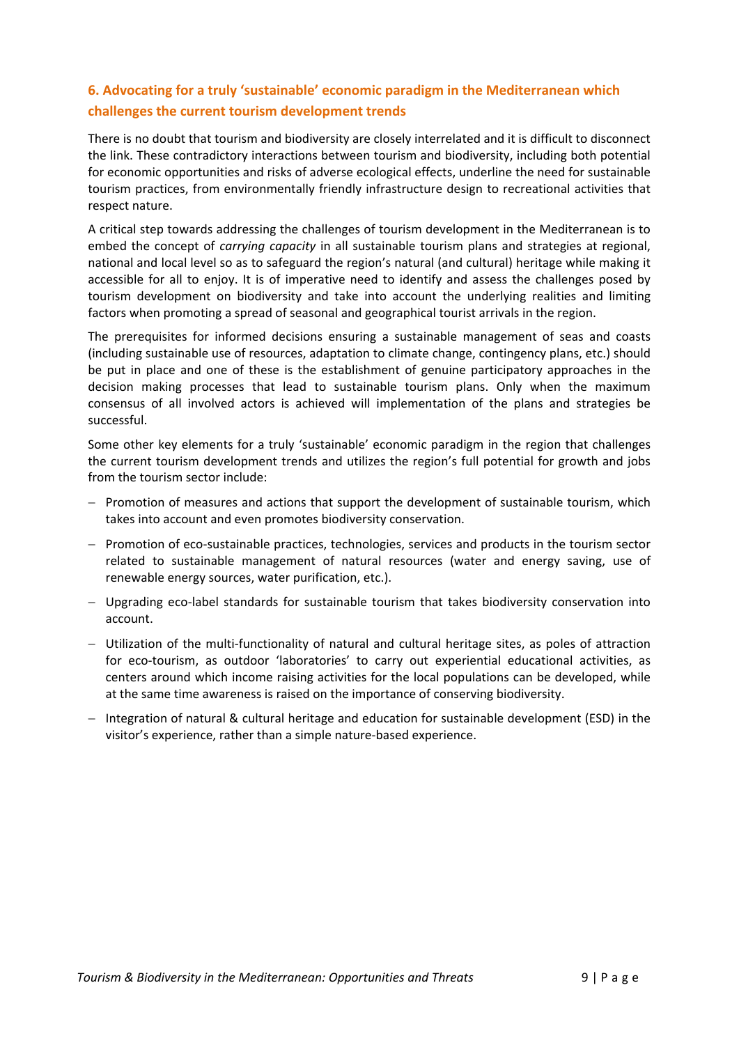## 6. Advocating for a truly 'sustainable' economic paradigm in the Mediterranean which challenges the current tourism development trends

There is no doubt that tourism and biodiversity are closely interrelated and it is difficult to disconnect the link. These contradictory interactions between tourism and biodiversity, including both potential for economic opportunities and risks of adverse ecological effects, underline the need for sustainable tourism practices, from environmentally friendly infrastructure design to recreational activities that respect nature.

A critical step towards addressing the challenges of tourism development in the Mediterranean is to embed the concept of *carrying capacity* in all sustainable tourism plans and strategies at regional, national and local level so as to safeguard the region's natural (and cultural) heritage while making it accessible for all to enjoy. It is of imperative need to identify and assess the challenges posed by tourism development on biodiversity and take into account the underlying realities and limiting factors when promoting a spread of seasonal and geographical tourist arrivals in the region.

The prerequisites for informed decisions ensuring a sustainable management of seas and coasts (including sustainable use of resources, adaptation to climate change, contingency plans, etc.) should be put in place and one of these is the establishment of genuine participatory approaches in the decision making processes that lead to sustainable tourism plans. Only when the maximum consensus of all involved actors is achieved will implementation of the plans and strategies be successful.

Some other key elements for a truly 'sustainable' economic paradigm in the region that challenges the current tourism development trends and utilizes the region's full potential for growth and jobs from the tourism sector include:

- Promotion of measures and actions that support the development of sustainable tourism, which takes into account and even promotes biodiversity conservation.
- Promotion of eco-sustainable practices, technologies, services and products in the tourism sector related to sustainable management of natural resources (water and energy saving, use of renewable energy sources, water purification, etc.).
- Upgrading eco-label standards for sustainable tourism that takes biodiversity conservation into account.
- Utilization of the multi-functionality of natural and cultural heritage sites, as poles of attraction for eco-tourism, as outdoor 'laboratories' to carry out experiential educational activities, as centers around which income raising activities for the local populations can be developed, while at the same time awareness is raised on the importance of conserving biodiversity.
- Integration of natural & cultural heritage and education for sustainable development (ESD) in the visitor's experience, rather than a simple nature-based experience.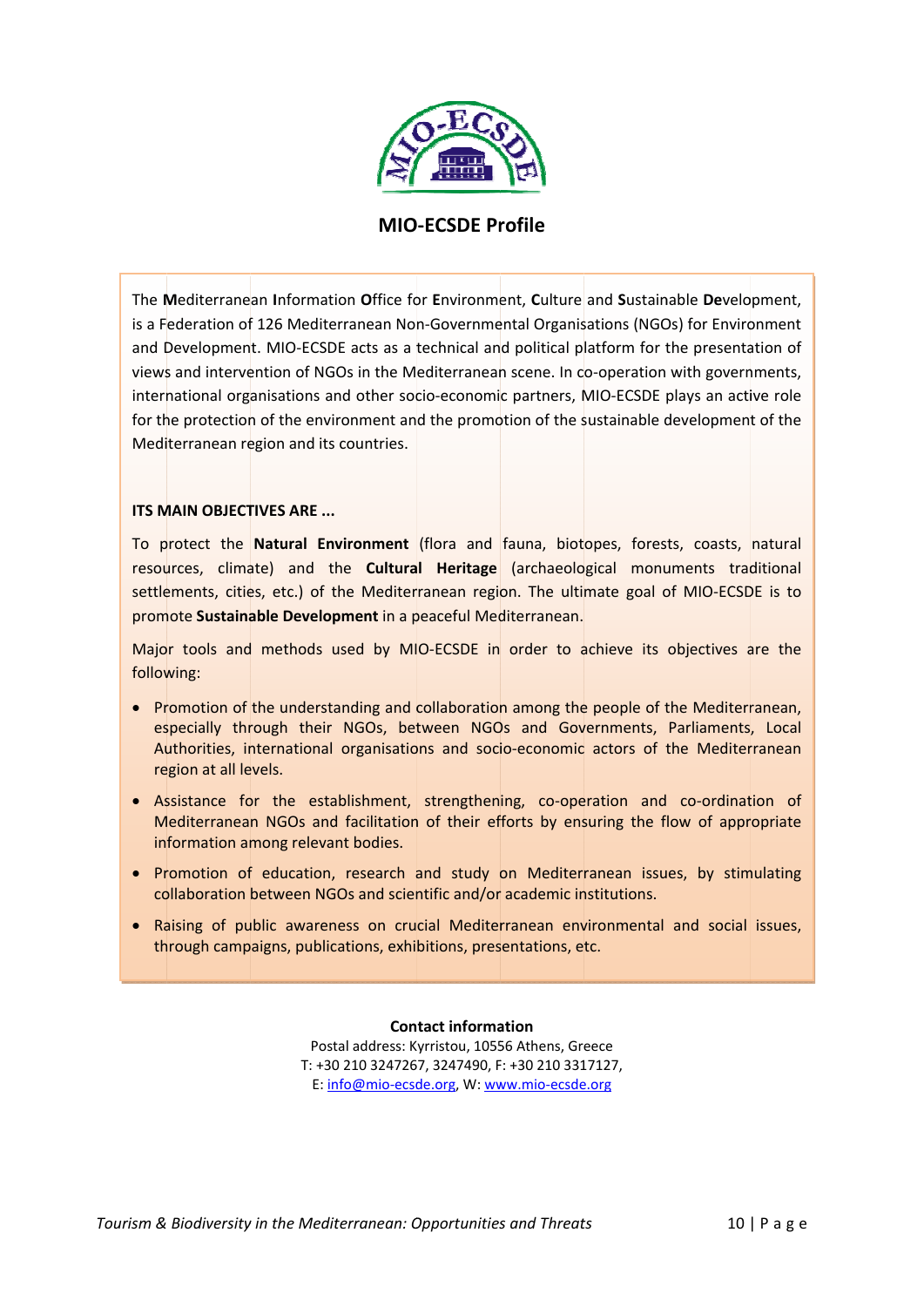## MIO-ECSDE Profile

The **M**editerranean **I**nformation **O**ffice for **E**nvironment, **C**ulture and **S**ustainable **De**velopment, is a Federation of 126 Mediterranean Non-Governmental Organisations (NGOs) for Environment and Development. MIO-ECSDE acts as a technical and political platform for the presentation of views and intervention of NGOs in the Mediterranean scene. In co-operation with governments, international organisations and other socio-economic partners, MIO-ECSDE plays an active role for the protection of the environment and the promotion of the sustainable development of the Mediterranean region and its countries.

**ITS MAIN OBJECTIVES ARE ...**

To protect the **Natural Environment** (flora and fauna, biotopes, forests, coasts, natural resources, climate) and the **Cultural Heritage** (archaeological monuments traditional settlements, cities, etc.) of the Mediterranean region. The ultimate goal of MIO-ECSDE is to promote **Sustainable Development** in a peaceful Mediterranean.

Major tools and methods used by MIO-ECSDE in order to achieve its objectives are the following:

- Promotion of the understanding and collaboration among the people of the Mediterranean, especially through their NGOs, between NGOs and Governments, Parliaments, Local Authorities, international organisations and socio-economic actors of the Mediterranean region at all levels.
- Assistance for the establishment, strengthening, co-operation and co-ordination of Mediterranean NGOs and facilitation of their efforts by ensuring the flow of appropriate information among relevant bodies.
- Promotion of education, research and study on Mediterranean issues, by stimulating collaboration between NGOs and scientific and/or academic institutions.
- Raising of public awareness on crucial Mediterranean environmental and social issues, through campaigns, publications, exhibitions, presentations, etc.

**Contact information**

Postal address: Kyrristou, 10556 Athens, Greece
T: +30 210 3247267, 3247490, F: +30 210 3317127,
E: info@mio-ecsde.org, W: www.mio-ecsde.org